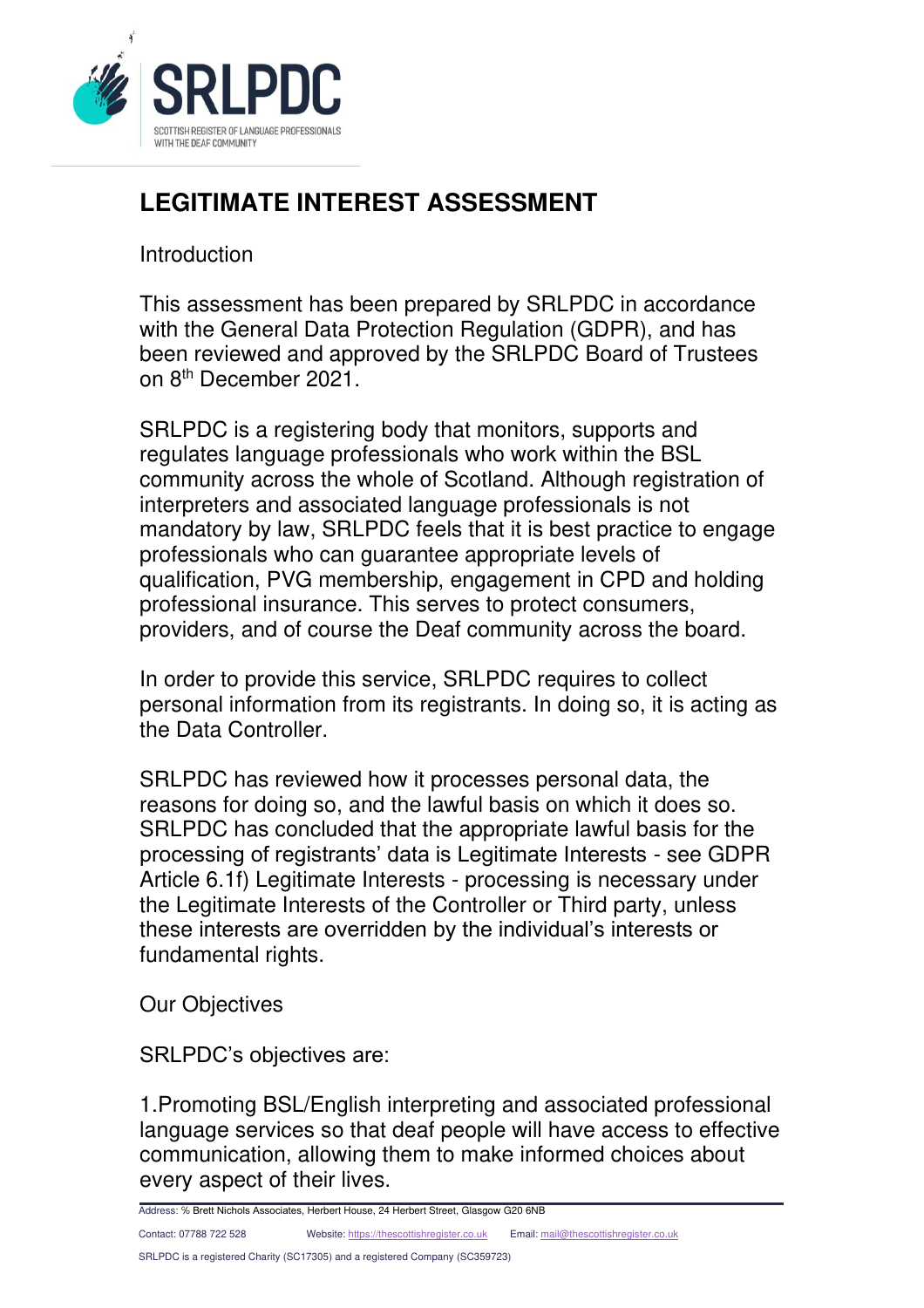# LEGITIMATE INTEREST ASSESSMENT

Introduction

This assessment has been prepared by SRLPDC in accordance with the General Data Protection Regulation (GDPR), and has been reviewed and approved by the SRLPDC Board of Trustees on 8th December 2021.

SRLPDC is a registering body that monitors, supports and regulates language professionals who work within the BSL community across the whole of Scotland. Although registration of interpreters and associated language professionals is not mandatory by law, SRLPDC feels that it is best practice to engage professionals who can guarantee appropriate levels of qualification, PVG membership, engagement in CPD and holding professional insurance. This serves to protect consumers, providers, and of course the Deaf community across the board.

In order to provide this service, SRLPDC requires to collect personal information from its registrants. In doing so, it is acting as the Data Controller.

SRLPDC has reviewed how it processes personal data, the reasons for doing so, and the lawful basis on which it does so. SRLPDC has concluded that the appropriate lawful basis for the processing of registrants' data is Legitimate Interests - see GDPR Article 6.1f) Legitimate Interests - processing is necessary under the Legitimate Interests of the Controller or Third party, unless these interests are overridden by the individual's interests or fundamental rights.

Our Objectives

SRLPDC's objectives are:

1.Promoting BSL/English interpreting and associated professional language services so that deaf people will have access to effective communication, allowing them to make informed choices about every aspect of their lives.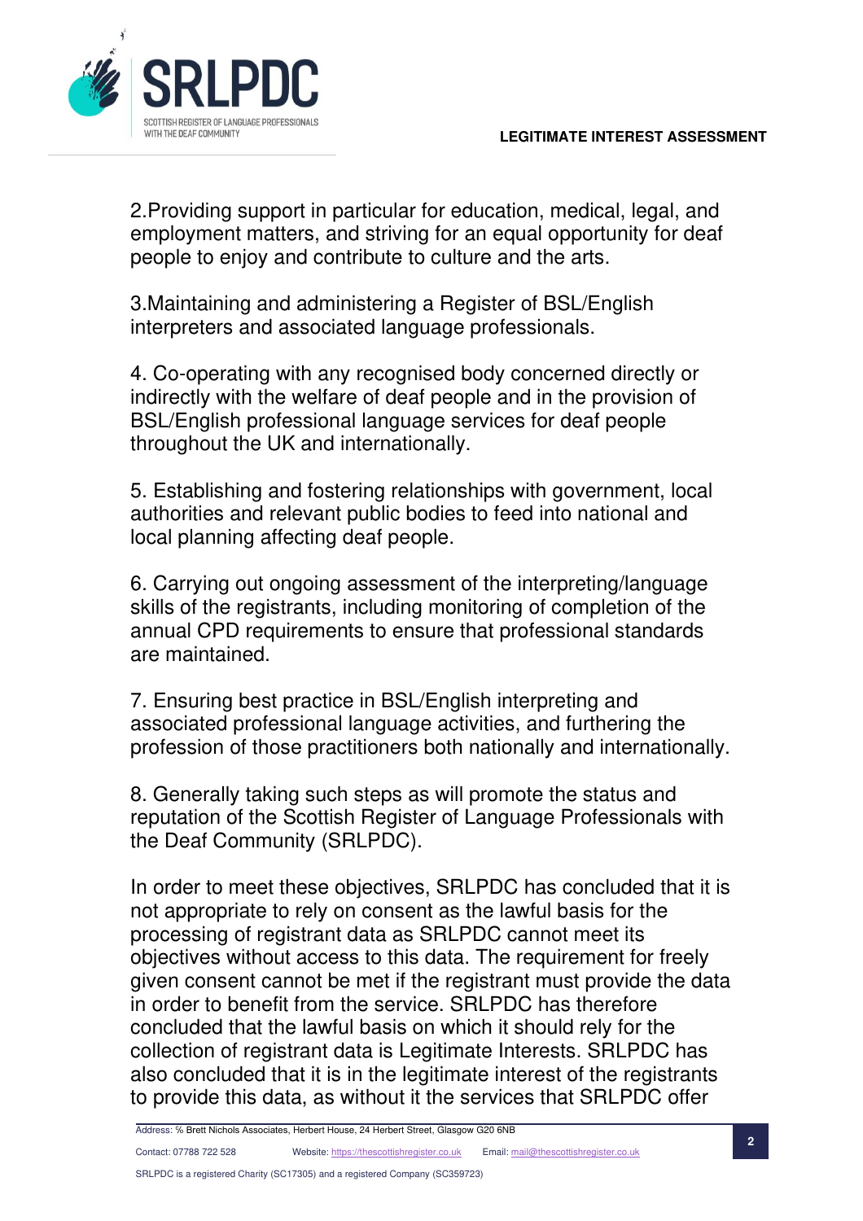2.Providing support in particular for education, medical, legal, and employment matters, and striving for an equal opportunity for deaf people to enjoy and contribute to culture and the arts.

3.Maintaining and administering a Register of BSL/English interpreters and associated language professionals.

4. Co-operating with any recognised body concerned directly or indirectly with the welfare of deaf people and in the provision of BSL/English professional language services for deaf people throughout the UK and internationally.

5. Establishing and fostering relationships with government, local authorities and relevant public bodies to feed into national and local planning affecting deaf people.

6. Carrying out ongoing assessment of the interpreting/language skills of the registrants, including monitoring of completion of the annual CPD requirements to ensure that professional standards are maintained.

7. Ensuring best practice in BSL/English interpreting and associated professional language activities, and furthering the profession of those practitioners both nationally and internationally.

8. Generally taking such steps as will promote the status and reputation of the Scottish Register of Language Professionals with the Deaf Community (SRLPDC).

In order to meet these objectives, SRLPDC has concluded that it is not appropriate to rely on consent as the lawful basis for the processing of registrant data as SRLPDC cannot meet its objectives without access to this data. The requirement for freely given consent cannot be met if the registrant must provide the data in order to benefit from the service. SRLPDC has therefore concluded that the lawful basis on which it should rely for the collection of registrant data is Legitimate Interests. SRLPDC has also concluded that it is in the legitimate interest of the registrants to provide this data, as without it the services that SRLPDC offer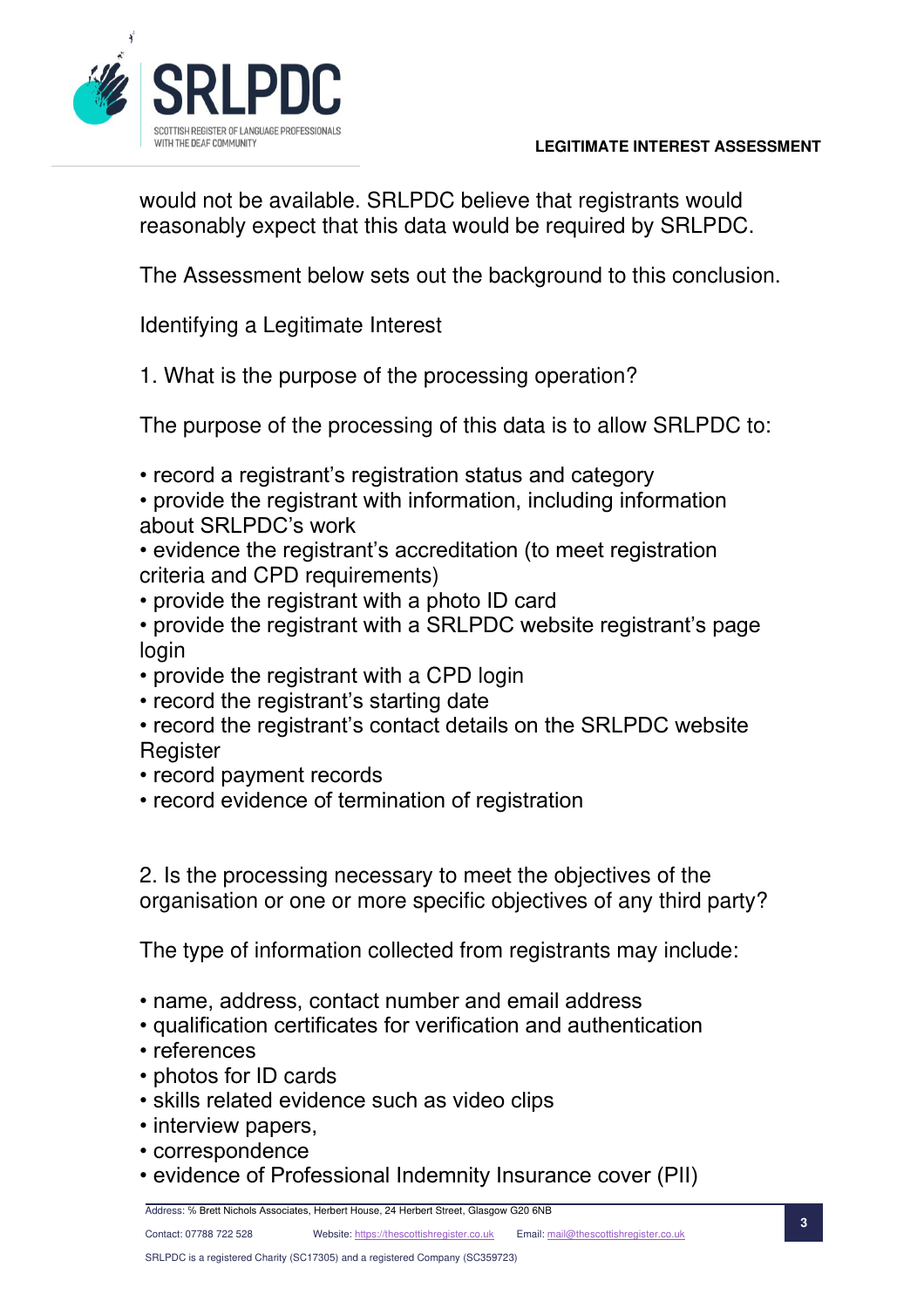would not be available. SRLPDC believe that registrants would reasonably expect that this data would be required by SRLPDC.

The Assessment below sets out the background to this conclusion.

Identifying a Legitimate Interest

1. What is the purpose of the processing operation?

The purpose of the processing of this data is to allow SRLPDC to:

- record a registrant's registration status and category
- provide the registrant with information, including information about SRLPDC's work
- evidence the registrant's accreditation (to meet registration criteria and CPD requirements)
- provide the registrant with a photo ID card
- provide the registrant with a SRLPDC website registrant's page login
- provide the registrant with a CPD login
- record the registrant's starting date
- record the registrant's contact details on the SRLPDC website Register
- record payment records
- record evidence of termination of registration

2. Is the processing necessary to meet the objectives of the organisation or one or more specific objectives of any third party?

The type of information collected from registrants may include:

- name, address, contact number and email address
- qualification certificates for verification and authentication
- references
- photos for ID cards
- skills related evidence such as video clips
- interview papers,
- correspondence
- evidence of Professional Indemnity Insurance cover (PII)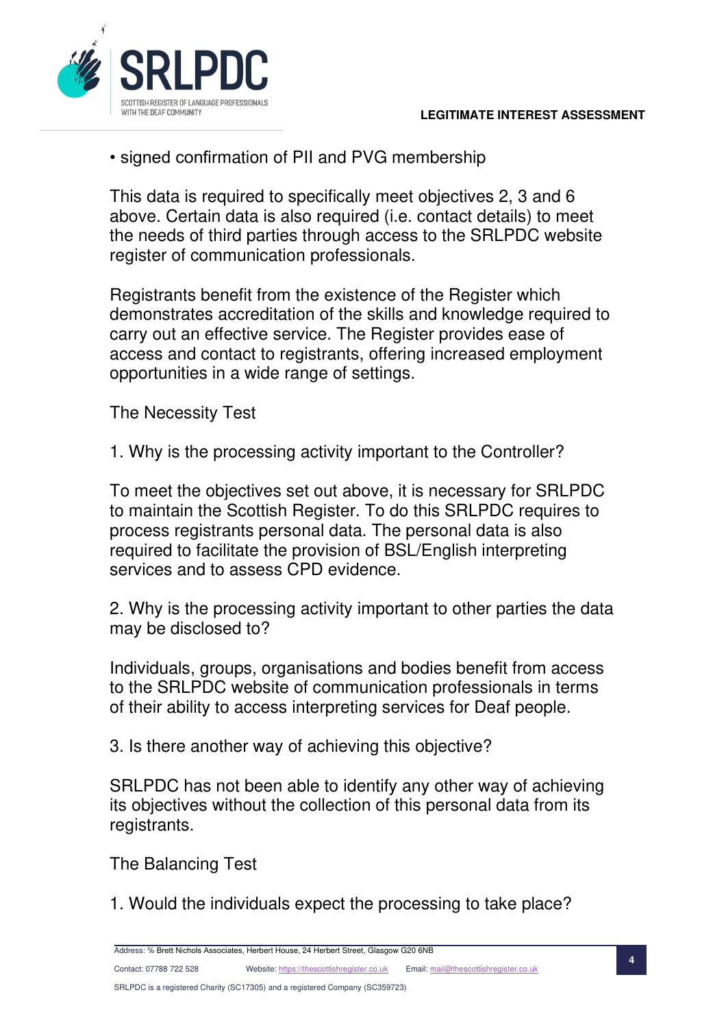- signed confirmation of PII and PVG membership

This data is required to specifically meet objectives 2, 3 and 6 above. Certain data is also required (i.e. contact details) to meet the needs of third parties through access to the SRLPDC website register of communication professionals.

Registrants benefit from the existence of the Register which demonstrates accreditation of the skills and knowledge required to carry out an effective service. The Register provides ease of access and contact to registrants, offering increased employment opportunities in a wide range of settings.

The Necessity Test

1. Why is the processing activity important to the Controller?

To meet the objectives set out above, it is necessary for SRLPDC to maintain the Scottish Register. To do this SRLPDC requires to process registrants personal data. The personal data is also required to facilitate the provision of BSL/English interpreting services and to assess CPD evidence.

2. Why is the processing activity important to other parties the data may be disclosed to?

Individuals, groups, organisations and bodies benefit from access to the SRLPDC website of communication professionals in terms of their ability to access interpreting services for Deaf people.

3. Is there another way of achieving this objective?

SRLPDC has not been able to identify any other way of achieving its objectives without the collection of this personal data from its registrants.

The Balancing Test

1. Would the individuals expect the processing to take place?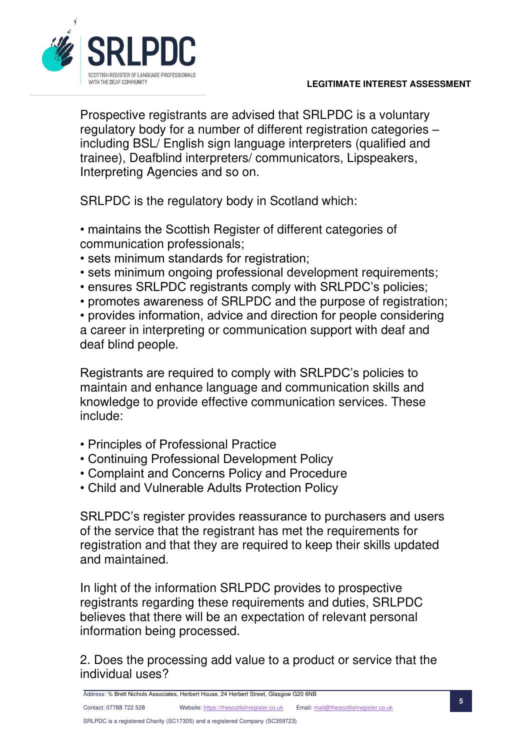Prospective registrants are advised that SRLPDC is a voluntary regulatory body for a number of different registration categories – including BSL/ English sign language interpreters (qualified and trainee), Deafblind interpreters/ communicators, Lipspeakers, Interpreting Agencies and so on.

SRLPDC is the regulatory body in Scotland which:

- maintains the Scottish Register of different categories of communication professionals;
- sets minimum standards for registration;
- sets minimum ongoing professional development requirements;
- ensures SRLPDC registrants comply with SRLPDC's policies;
- promotes awareness of SRLPDC and the purpose of registration;
- provides information, advice and direction for people considering a career in interpreting or communication support with deaf and deaf blind people.

Registrants are required to comply with SRLPDC's policies to maintain and enhance language and communication skills and knowledge to provide effective communication services. These include:

- Principles of Professional Practice
- Continuing Professional Development Policy
- Complaint and Concerns Policy and Procedure
- Child and Vulnerable Adults Protection Policy

SRLPDC's register provides reassurance to purchasers and users of the service that the registrant has met the requirements for registration and that they are required to keep their skills updated and maintained.

In light of the information SRLPDC provides to prospective registrants regarding these requirements and duties, SRLPDC believes that there will be an expectation of relevant personal information being processed.

2. Does the processing add value to a product or service that the individual uses?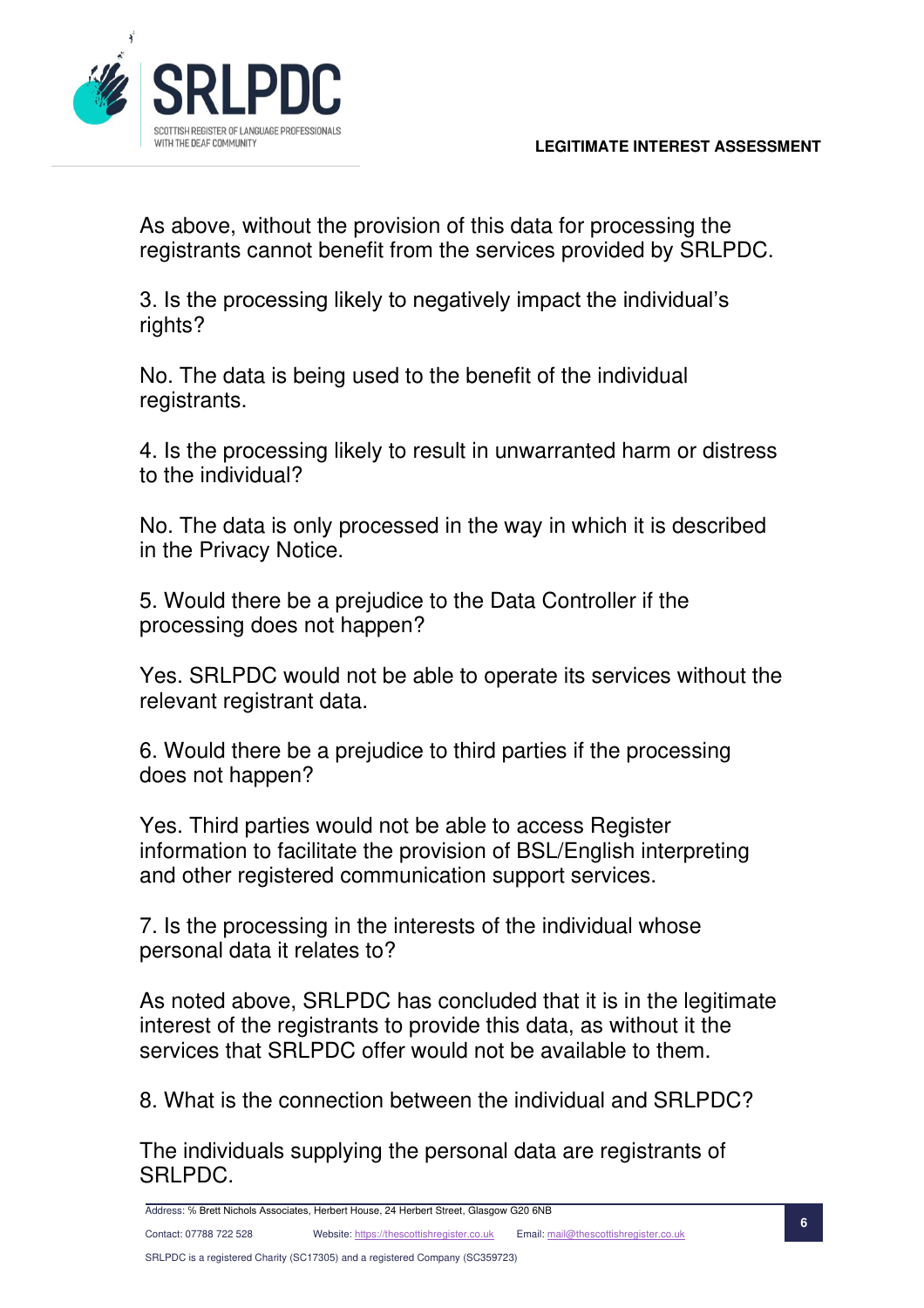As above, without the provision of this data for processing the registrants cannot benefit from the services provided by SRLPDC.

3. Is the processing likely to negatively impact the individual's rights?

No. The data is being used to the benefit of the individual registrants.

4. Is the processing likely to result in unwarranted harm or distress to the individual?

No. The data is only processed in the way in which it is described in the Privacy Notice.

5. Would there be a prejudice to the Data Controller if the processing does not happen?

Yes. SRLPDC would not be able to operate its services without the relevant registrant data.

6. Would there be a prejudice to third parties if the processing does not happen?

Yes. Third parties would not be able to access Register information to facilitate the provision of BSL/English interpreting and other registered communication support services.

7. Is the processing in the interests of the individual whose personal data it relates to?

As noted above, SRLPDC has concluded that it is in the legitimate interest of the registrants to provide this data, as without it the services that SRLPDC offer would not be available to them.

8. What is the connection between the individual and SRLPDC?

The individuals supplying the personal data are registrants of SRLPDC.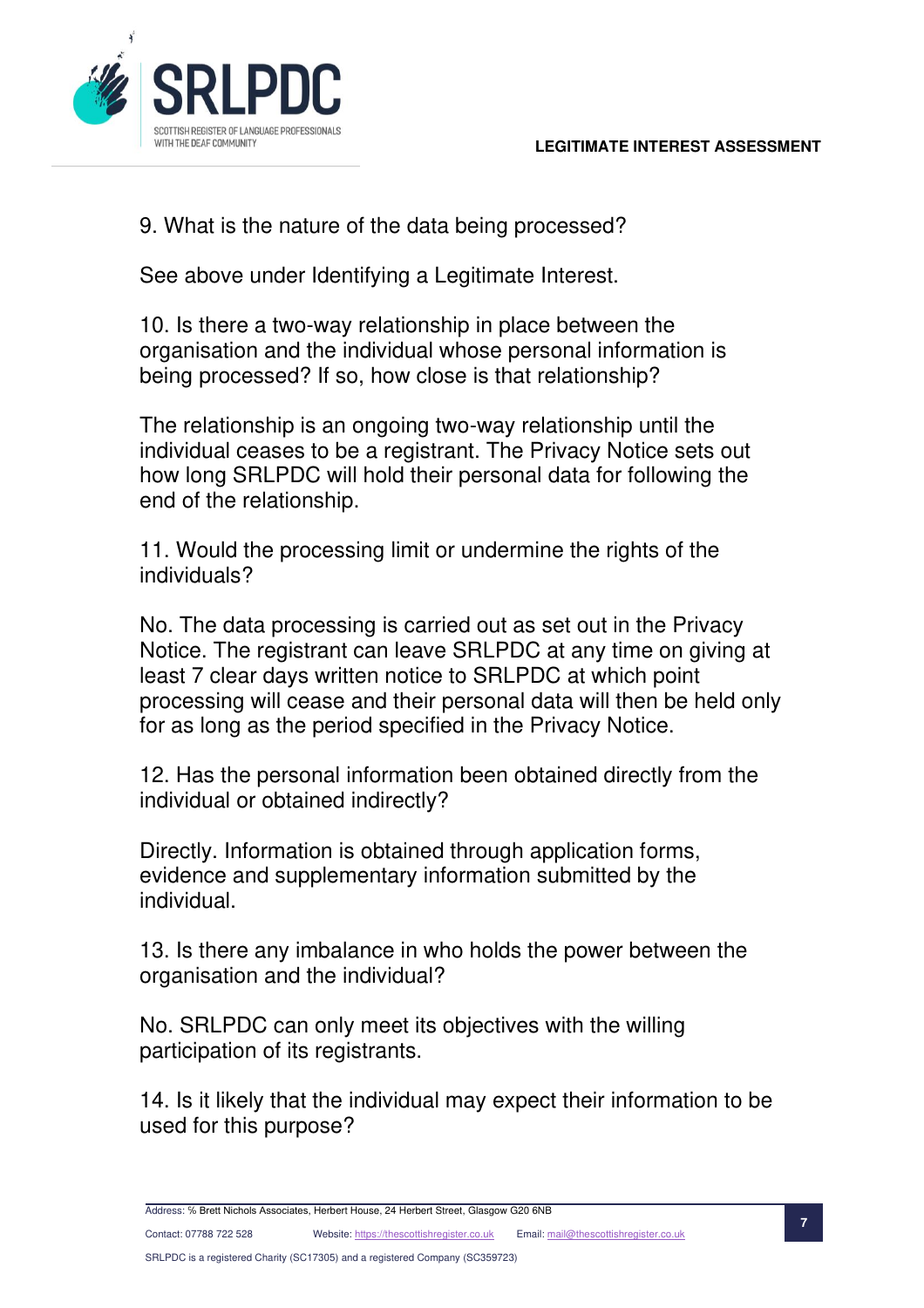9. What is the nature of the data being processed?

See above under Identifying a Legitimate Interest.

10. Is there a two-way relationship in place between the organisation and the individual whose personal information is being processed? If so, how close is that relationship?

The relationship is an ongoing two-way relationship until the individual ceases to be a registrant. The Privacy Notice sets out how long SRLPDC will hold their personal data for following the end of the relationship.

11. Would the processing limit or undermine the rights of the individuals?

No. The data processing is carried out as set out in the Privacy Notice. The registrant can leave SRLPDC at any time on giving at least 7 clear days written notice to SRLPDC at which point processing will cease and their personal data will then be held only for as long as the period specified in the Privacy Notice.

12. Has the personal information been obtained directly from the individual or obtained indirectly?

Directly. Information is obtained through application forms, evidence and supplementary information submitted by the individual.

13. Is there any imbalance in who holds the power between the organisation and the individual?

No. SRLPDC can only meet its objectives with the willing participation of its registrants.

14. Is it likely that the individual may expect their information to be used for this purpose?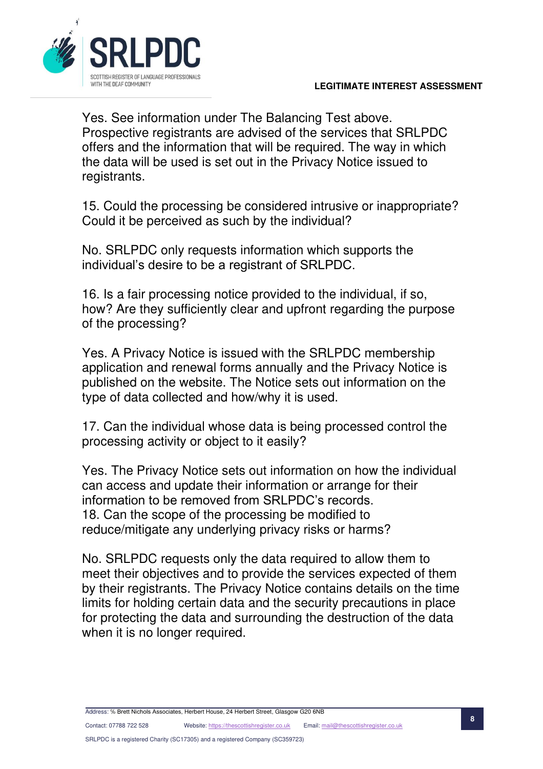Yes. See information under The Balancing Test above. Prospective registrants are advised of the services that SRLPDC offers and the information that will be required. The way in which the data will be used is set out in the Privacy Notice issued to registrants.

15. Could the processing be considered intrusive or inappropriate? Could it be perceived as such by the individual?

No. SRLPDC only requests information which supports the individual's desire to be a registrant of SRLPDC.

16. Is a fair processing notice provided to the individual, if so, how? Are they sufficiently clear and upfront regarding the purpose of the processing?

Yes. A Privacy Notice is issued with the SRLPDC membership application and renewal forms annually and the Privacy Notice is published on the website. The Notice sets out information on the type of data collected and how/why it is used.

17. Can the individual whose data is being processed control the processing activity or object to it easily?

Yes. The Privacy Notice sets out information on how the individual can access and update their information or arrange for their information to be removed from SRLPDC's records.

18. Can the scope of the processing be modified to reduce/mitigate any underlying privacy risks or harms?

No. SRLPDC requests only the data required to allow them to meet their objectives and to provide the services expected of them by their registrants. The Privacy Notice contains details on the time limits for holding certain data and the security precautions in place for protecting the data and surrounding the destruction of the data when it is no longer required.